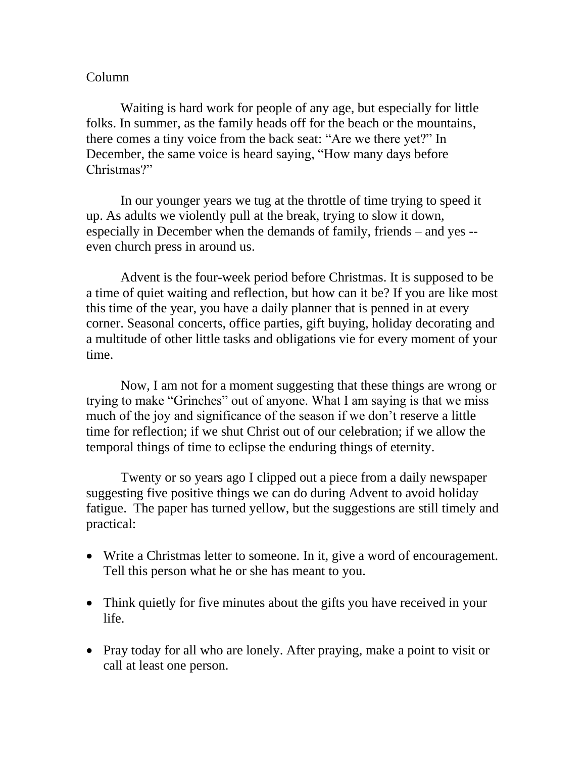Column

Waiting is hard work for people of any age, but especially for little folks. In summer, as the family heads off for the beach or the mountains, there comes a tiny voice from the back seat: “Are we there yet?” In December, the same voice is heard saying, “How many days before Christmas?”

In our younger years we tug at the throttle of time trying to speed it up. As adults we violently pull at the break, trying to slow it down, especially in December when the demands of family, friends – and yes -- even church press in around us.

Advent is the four-week period before Christmas. It is supposed to be a time of quiet waiting and reflection, but how can it be? If you are like most this time of the year, you have a daily planner that is penned in at every corner. Seasonal concerts, office parties, gift buying, holiday decorating and a multitude of other little tasks and obligations vie for every moment of your time.

Now, I am not for a moment suggesting that these things are wrong or trying to make “Grinches” out of anyone. What I am saying is that we miss much of the joy and significance of the season if we don’t reserve a little time for reflection; if we shut Christ out of our celebration; if we allow the temporal things of time to eclipse the enduring things of eternity.

Twenty or so years ago I clipped out a piece from a daily newspaper suggesting five positive things we can do during Advent to avoid holiday fatigue. The paper has turned yellow, but the suggestions are still timely and practical:

- Write a Christmas letter to someone. In it, give a word of encouragement. Tell this person what he or she has meant to you.

- Think quietly for five minutes about the gifts you have received in your life.

- Pray today for all who are lonely. After praying, make a point to visit or call at least one person.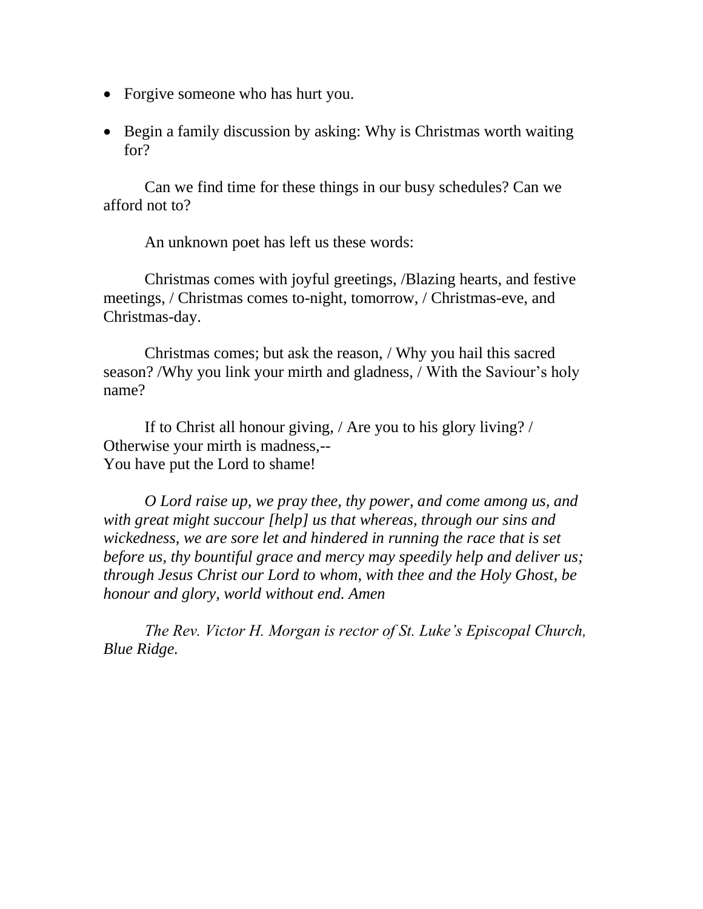- Forgive someone who has hurt you.
- Begin a family discussion by asking: Why is Christmas worth waiting for?

Can we find time for these things in our busy schedules? Can we afford not to?

An unknown poet has left us these words:

Christmas comes with joyful greetings, /Blazing hearts, and festive meetings, / Christmas comes to-night, tomorrow, / Christmas-eve, and Christmas-day.

Christmas comes; but ask the reason, / Why you hail this sacred season? /Why you link your mirth and gladness, / With the Saviour's holy name?

If to Christ all honour giving, / Are you to his glory living? / Otherwise your mirth is madness,--
You have put the Lord to shame!

*O Lord raise up, we pray thee, thy power, and come among us, and with great might succour [help] us that whereas, through our sins and wickedness, we are sore let and hindered in running the race that is set before us, thy bountiful grace and mercy may speedily help and deliver us; through Jesus Christ our Lord to whom, with thee and the Holy Ghost, be honour and glory, world without end. Amen*

*The Rev. Victor H. Morgan is rector of St. Luke's Episcopal Church, Blue Ridge.*